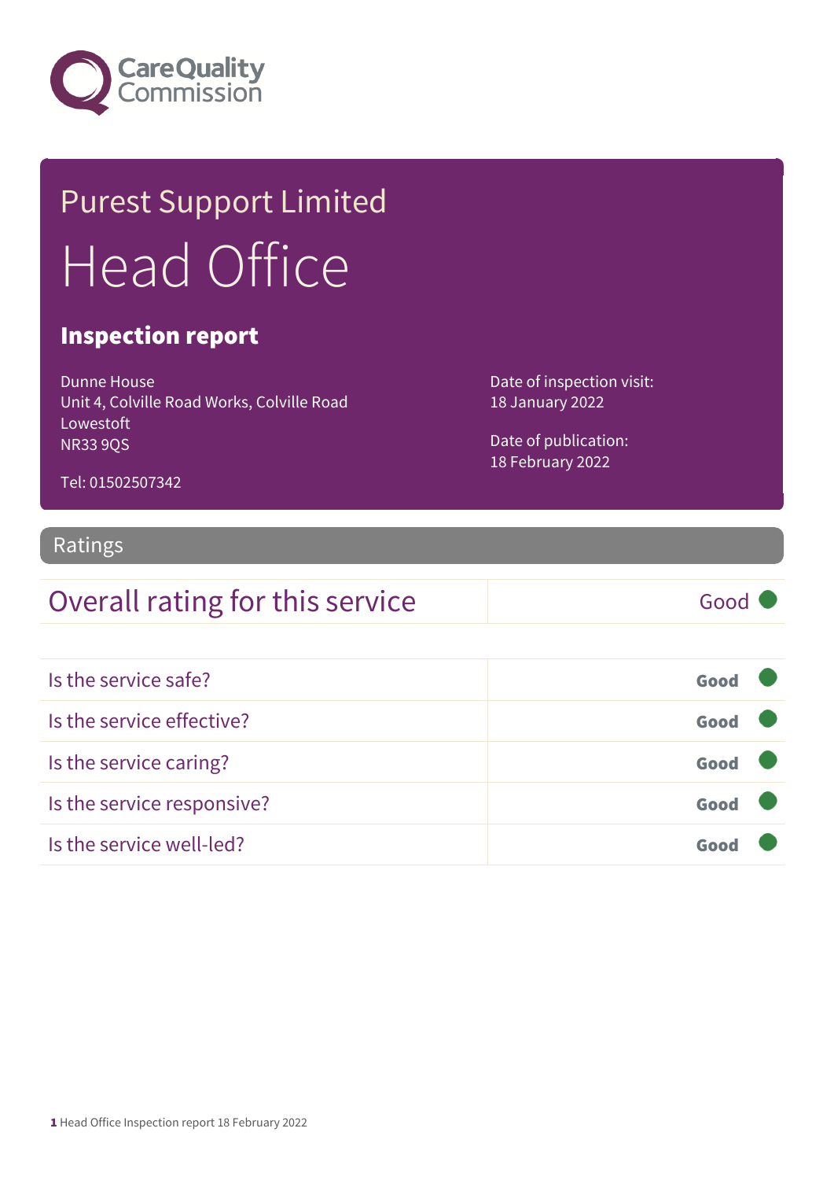Care Quality Commission

# Purest Support Limited

# Head Office

## Inspection report

Dunne House
Unit 4, Colville Road Works, Colville Road
Lowestoft
NR33 9QS

Tel: 01502507342

Date of inspection visit:
18 January 2022

Date of publication:
18 February 2022

## Ratings

| Overall rating for this service | Good |
|---|---|

| | |
|---|---|
| Is the service safe? | Good |
| Is the service effective? | Good |
| Is the service caring? | Good |
| Is the service responsive? | Good |
| Is the service well-led? | Good |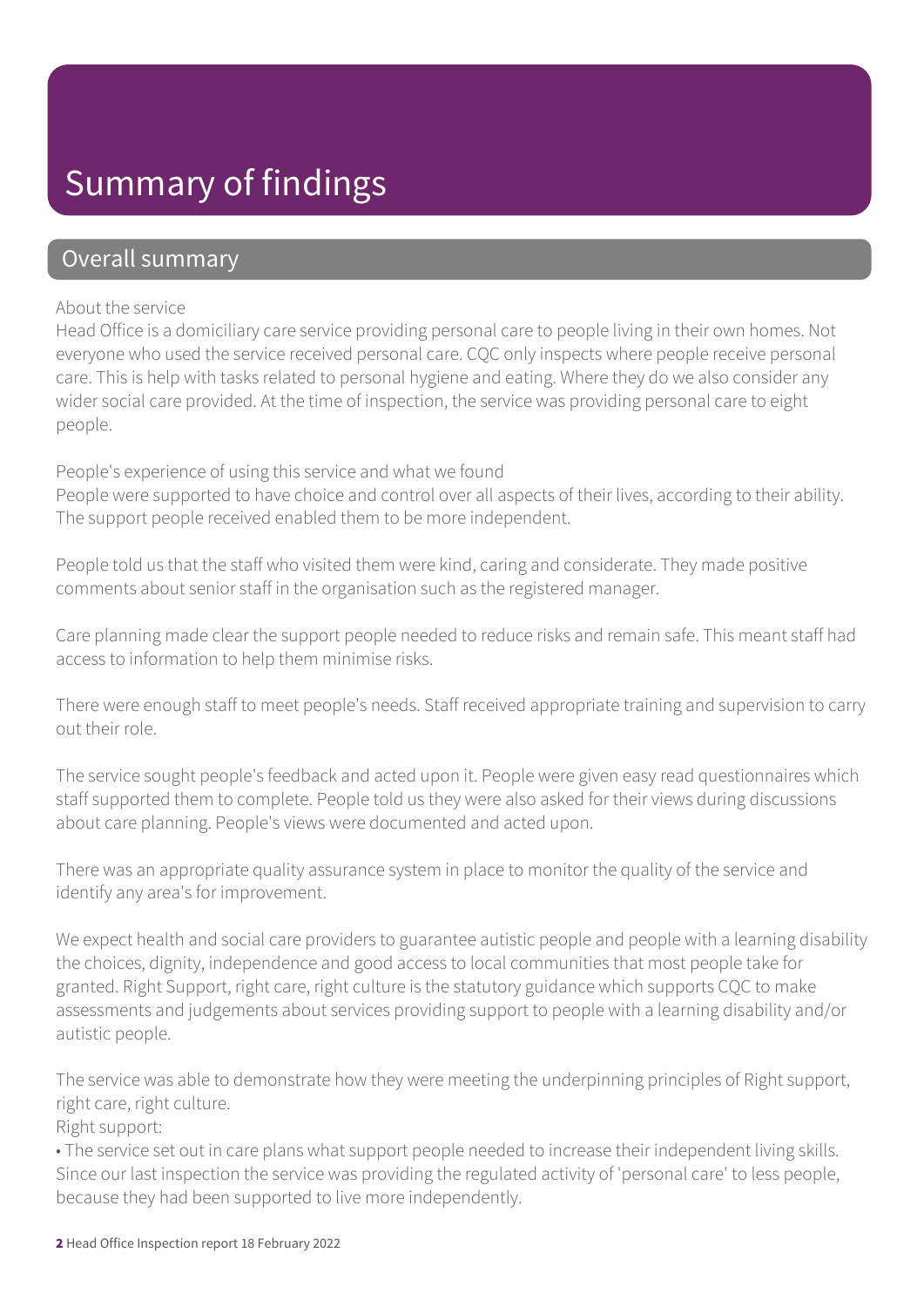# Summary of findings

## Overall summary

About the service
Head Office is a domiciliary care service providing personal care to people living in their own homes. Not everyone who used the service received personal care. CQC only inspects where people receive personal care. This is help with tasks related to personal hygiene and eating. Where they do we also consider any wider social care provided. At the time of inspection, the service was providing personal care to eight people.

People's experience of using this service and what we found
People were supported to have choice and control over all aspects of their lives, according to their ability. The support people received enabled them to be more independent.

People told us that the staff who visited them were kind, caring and considerate. They made positive comments about senior staff in the organisation such as the registered manager.

Care planning made clear the support people needed to reduce risks and remain safe. This meant staff had access to information to help them minimise risks.

There were enough staff to meet people's needs. Staff received appropriate training and supervision to carry out their role.

The service sought people's feedback and acted upon it. People were given easy read questionnaires which staff supported them to complete. People told us they were also asked for their views during discussions about care planning. People's views were documented and acted upon.

There was an appropriate quality assurance system in place to monitor the quality of the service and identify any area's for improvement.

We expect health and social care providers to guarantee autistic people and people with a learning disability the choices, dignity, independence and good access to local communities that most people take for granted. Right Support, right care, right culture is the statutory guidance which supports CQC to make assessments and judgements about services providing support to people with a learning disability and/or autistic people.

The service was able to demonstrate how they were meeting the underpinning principles of Right support, right care, right culture.
Right support:
• The service set out in care plans what support people needed to increase their independent living skills. Since our last inspection the service was providing the regulated activity of 'personal care' to less people, because they had been supported to live more independently.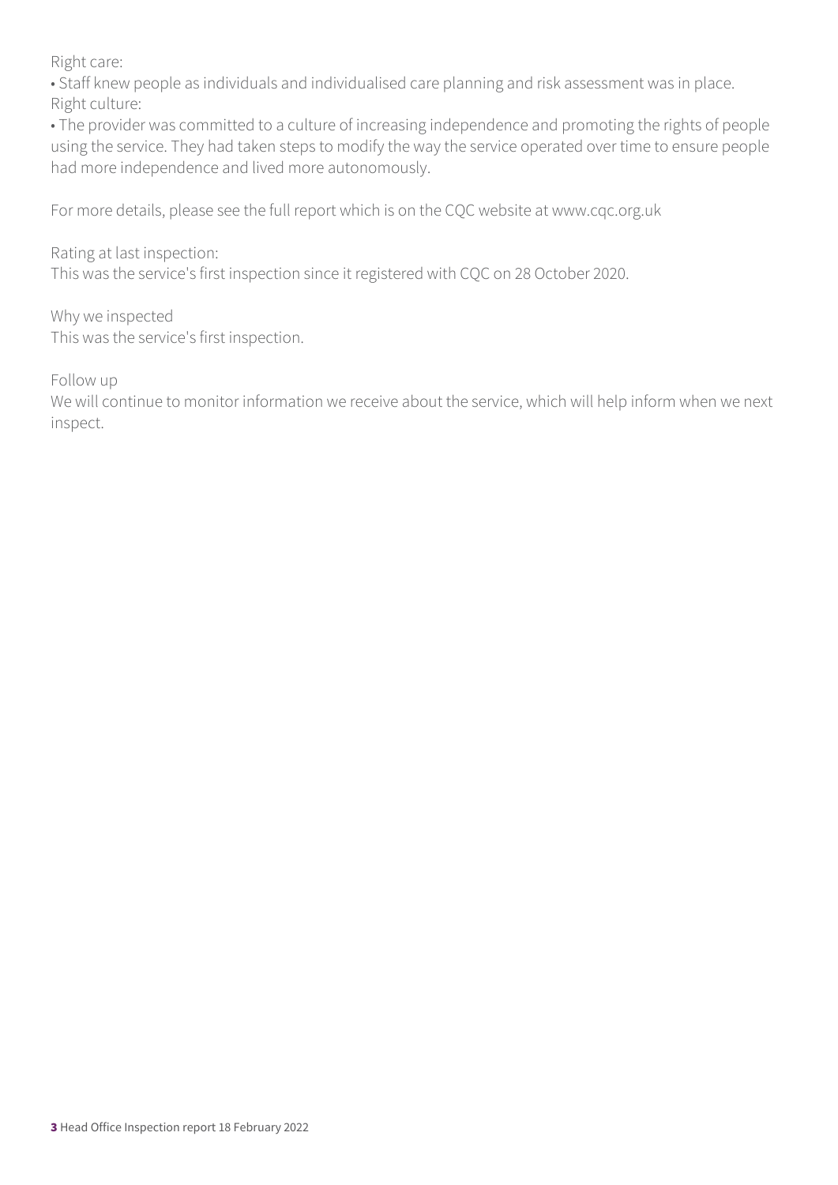Right care:

• Staff knew people as individuals and individualised care planning and risk assessment was in place.

Right culture:

• The provider was committed to a culture of increasing independence and promoting the rights of people using the service. They had taken steps to modify the way the service operated over time to ensure people had more independence and lived more autonomously.

For more details, please see the full report which is on the CQC website at www.cqc.org.uk

Rating at last inspection:

This was the service's first inspection since it registered with CQC on 28 October 2020.

Why we inspected

This was the service's first inspection.

Follow up

We will continue to monitor information we receive about the service, which will help inform when we next inspect.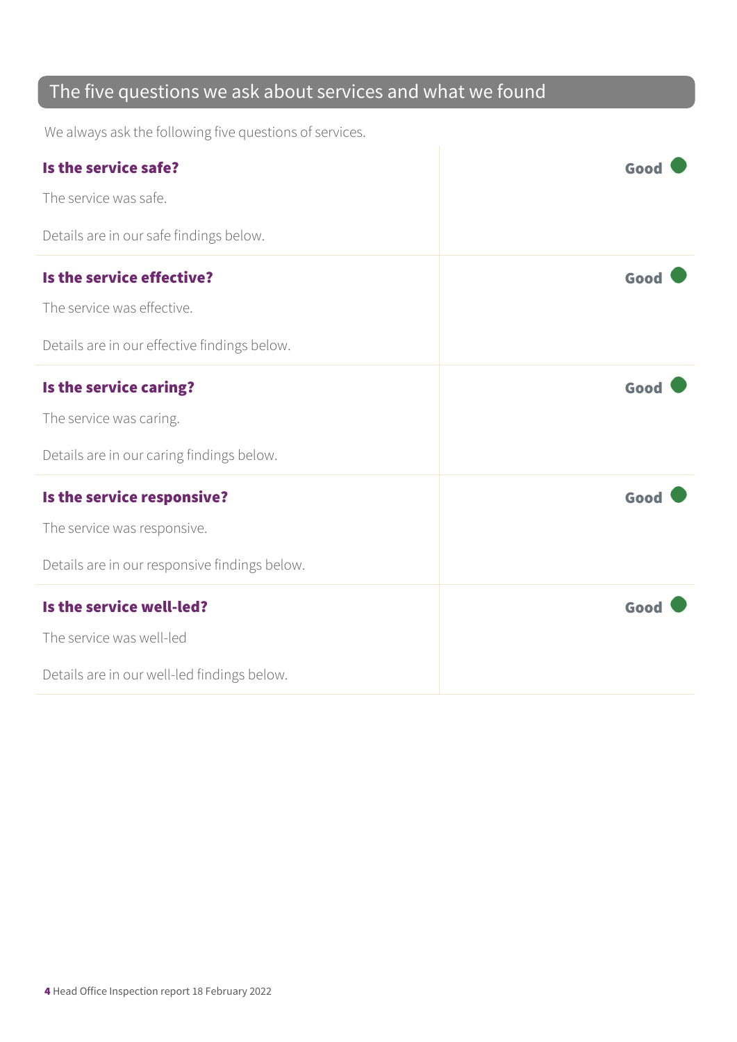## The five questions we ask about services and what we found

We always ask the following five questions of services.

| | |
|---|---|
| **Is the service safe?**<br><br>The service was safe.<br><br>Details are in our safe findings below. | **Good** |
| **Is the service effective?**<br><br>The service was effective.<br><br>Details are in our effective findings below. | **Good** |
| **Is the service caring?**<br><br>The service was caring.<br><br>Details are in our caring findings below. | **Good** |
| **Is the service responsive?**<br><br>The service was responsive.<br><br>Details are in our responsive findings below. | **Good** |
| **Is the service well-led?**<br><br>The service was well-led<br><br>Details are in our well-led findings below. | **Good** |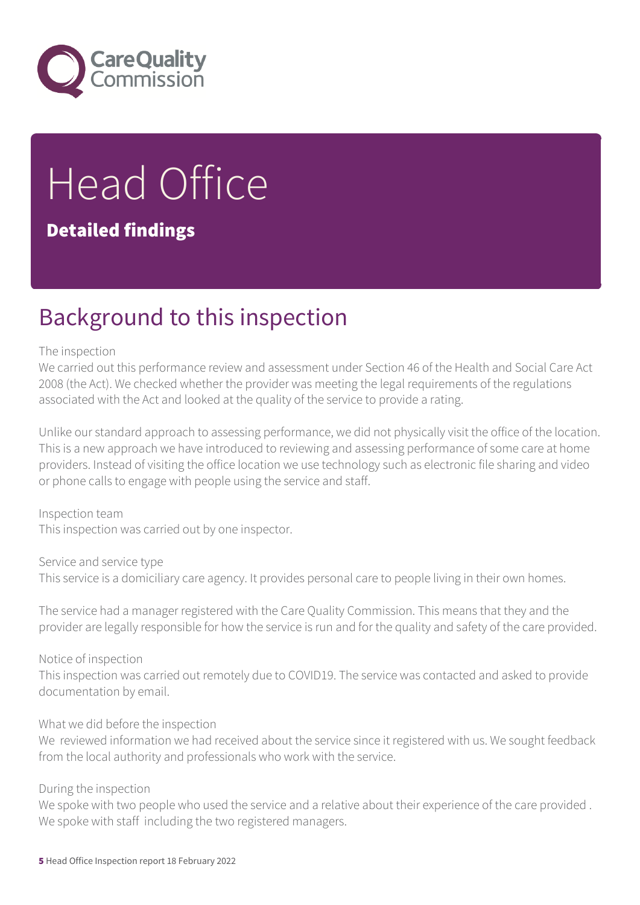# Head Office

## Detailed findings

## Background to this inspection

The inspection

We carried out this performance review and assessment under Section 46 of the Health and Social Care Act 2008 (the Act). We checked whether the provider was meeting the legal requirements of the regulations associated with the Act and looked at the quality of the service to provide a rating.

Unlike our standard approach to assessing performance, we did not physically visit the office of the location. This is a new approach we have introduced to reviewing and assessing performance of some care at home providers. Instead of visiting the office location we use technology such as electronic file sharing and video or phone calls to engage with people using the service and staff.

Inspection team

This inspection was carried out by one inspector.

Service and service type

This service is a domiciliary care agency. It provides personal care to people living in their own homes.

The service had a manager registered with the Care Quality Commission. This means that they and the provider are legally responsible for how the service is run and for the quality and safety of the care provided.

Notice of inspection

This inspection was carried out remotely due to COVID19. The service was contacted and asked to provide documentation by email.

What we did before the inspection

We reviewed information we had received about the service since it registered with us. We sought feedback from the local authority and professionals who work with the service.

During the inspection

We spoke with two people who used the service and a relative about their experience of the care provided . We spoke with staff including the two registered managers.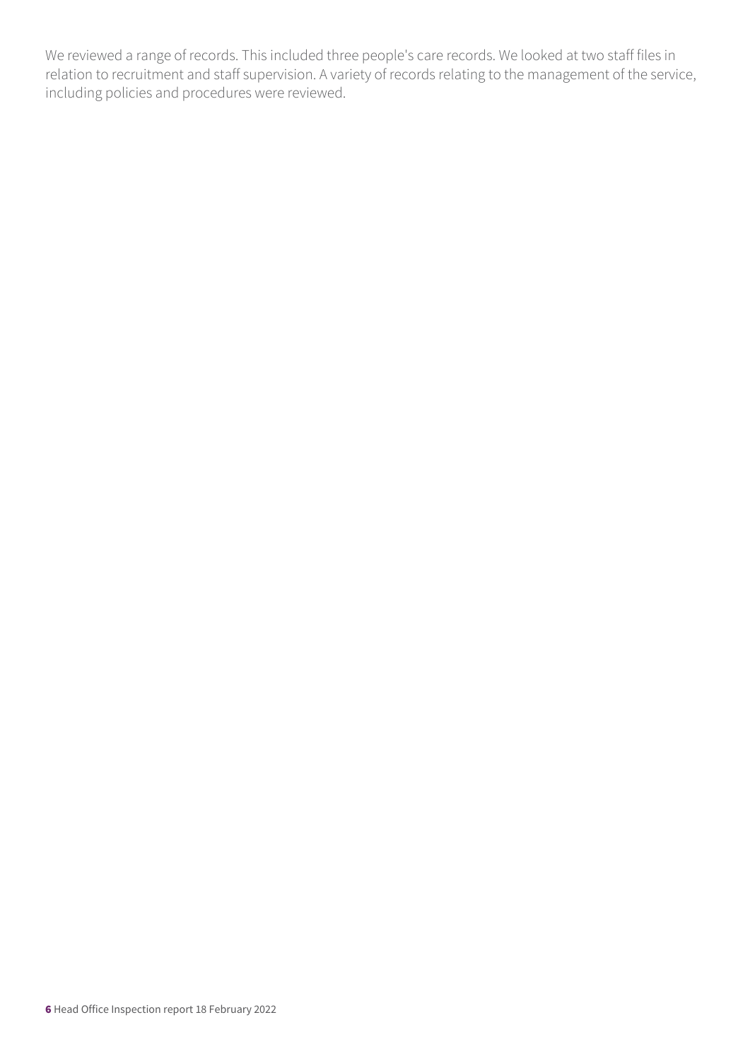We reviewed a range of records. This included three people's care records. We looked at two staff files in relation to recruitment and staff supervision. A variety of records relating to the management of the service, including policies and procedures were reviewed.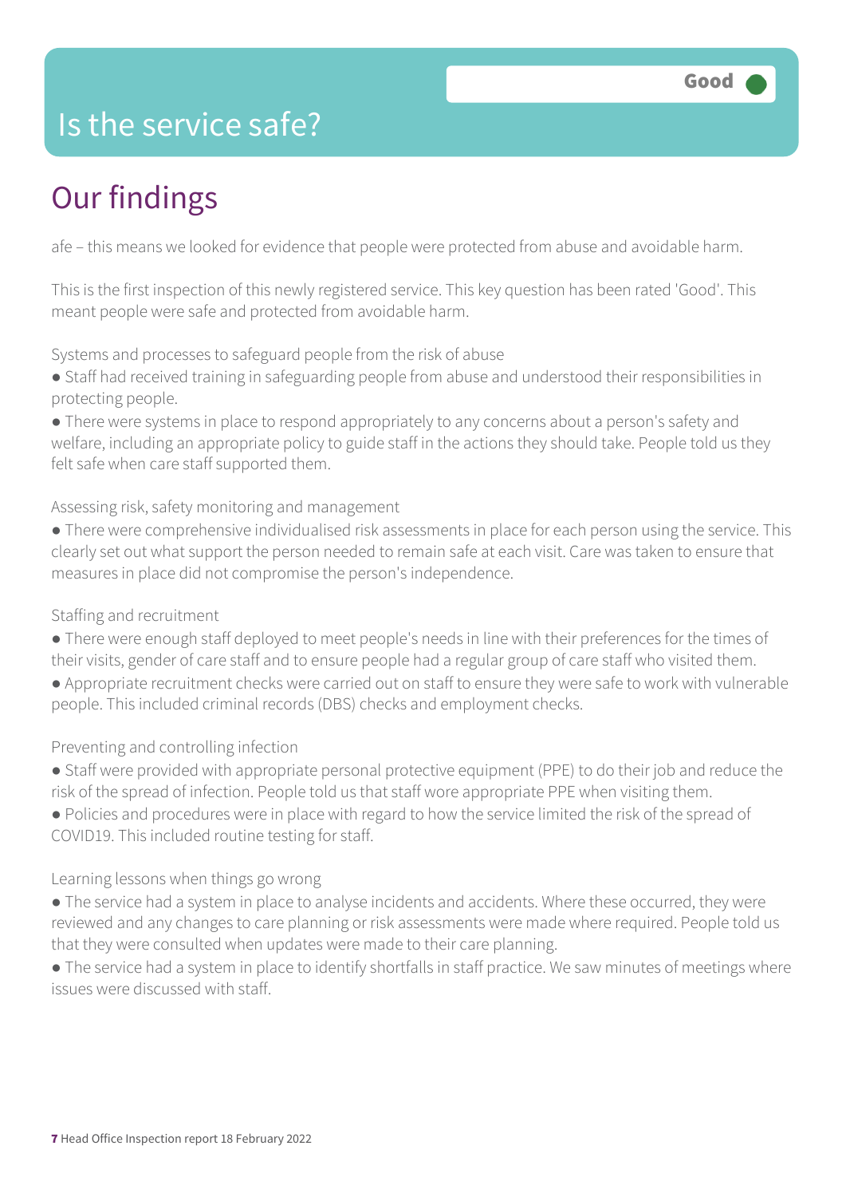# Is the service safe?

**Good**

## Our findings

afe – this means we looked for evidence that people were protected from abuse and avoidable harm.

This is the first inspection of this newly registered service. This key question has been rated 'Good'. This meant people were safe and protected from avoidable harm.

### Systems and processes to safeguard people from the risk of abuse

- Staff had received training in safeguarding people from abuse and understood their responsibilities in protecting people.
- There were systems in place to respond appropriately to any concerns about a person's safety and welfare, including an appropriate policy to guide staff in the actions they should take. People told us they felt safe when care staff supported them.

### Assessing risk, safety monitoring and management

- There were comprehensive individualised risk assessments in place for each person using the service. This clearly set out what support the person needed to remain safe at each visit. Care was taken to ensure that measures in place did not compromise the person's independence.

### Staffing and recruitment

- There were enough staff deployed to meet people's needs in line with their preferences for the times of their visits, gender of care staff and to ensure people had a regular group of care staff who visited them.
- Appropriate recruitment checks were carried out on staff to ensure they were safe to work with vulnerable people. This included criminal records (DBS) checks and employment checks.

### Preventing and controlling infection

- Staff were provided with appropriate personal protective equipment (PPE) to do their job and reduce the risk of the spread of infection. People told us that staff wore appropriate PPE when visiting them.
- Policies and procedures were in place with regard to how the service limited the risk of the spread of COVID19. This included routine testing for staff.

### Learning lessons when things go wrong

- The service had a system in place to analyse incidents and accidents. Where these occurred, they were reviewed and any changes to care planning or risk assessments were made where required. People told us that they were consulted when updates were made to their care planning.
- The service had a system in place to identify shortfalls in staff practice. We saw minutes of meetings where issues were discussed with staff.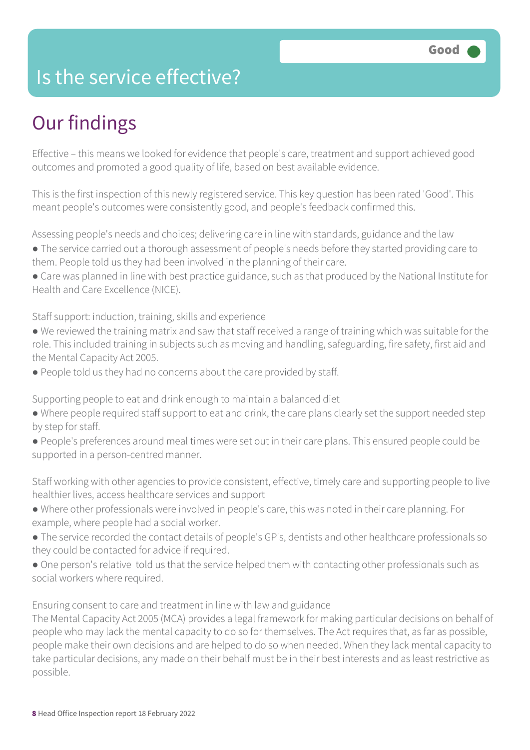# Is the service effective?

Good

## Our findings

Effective – this means we looked for evidence that people's care, treatment and support achieved good outcomes and promoted a good quality of life, based on best available evidence.

This is the first inspection of this newly registered service. This key question has been rated 'Good'. This meant people's outcomes were consistently good, and people's feedback confirmed this.

Assessing people's needs and choices; delivering care in line with standards, guidance and the law

- The service carried out a thorough assessment of people's needs before they started providing care to them. People told us they had been involved in the planning of their care.
- Care was planned in line with best practice guidance, such as that produced by the National Institute for Health and Care Excellence (NICE).

Staff support: induction, training, skills and experience

- We reviewed the training matrix and saw that staff received a range of training which was suitable for the role. This included training in subjects such as moving and handling, safeguarding, fire safety, first aid and the Mental Capacity Act 2005.
- People told us they had no concerns about the care provided by staff.

Supporting people to eat and drink enough to maintain a balanced diet

- Where people required staff support to eat and drink, the care plans clearly set the support needed step by step for staff.
- People's preferences around meal times were set out in their care plans. This ensured people could be supported in a person-centred manner.

Staff working with other agencies to provide consistent, effective, timely care and supporting people to live healthier lives, access healthcare services and support

- Where other professionals were involved in people's care, this was noted in their care planning. For example, where people had a social worker.
- The service recorded the contact details of people's GP's, dentists and other healthcare professionals so they could be contacted for advice if required.
- One person's relative told us that the service helped them with contacting other professionals such as social workers where required.

Ensuring consent to care and treatment in line with law and guidance

The Mental Capacity Act 2005 (MCA) provides a legal framework for making particular decisions on behalf of people who may lack the mental capacity to do so for themselves. The Act requires that, as far as possible, people make their own decisions and are helped to do so when needed. When they lack mental capacity to take particular decisions, any made on their behalf must be in their best interests and as least restrictive as possible.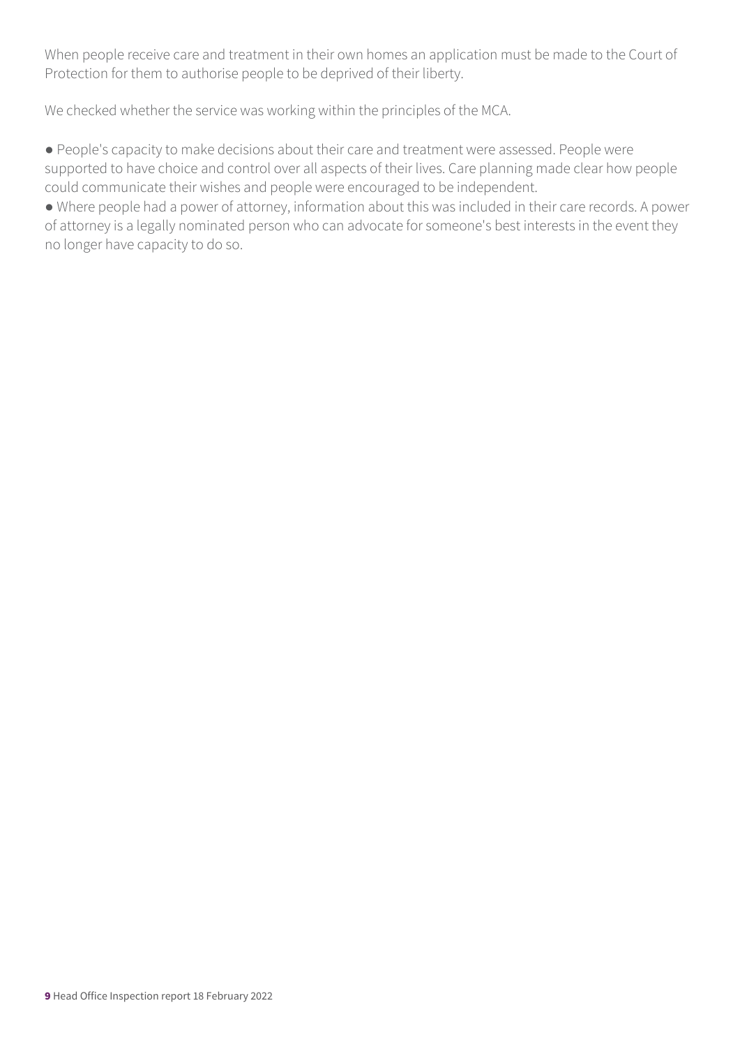When people receive care and treatment in their own homes an application must be made to the Court of Protection for them to authorise people to be deprived of their liberty.

We checked whether the service was working within the principles of the MCA.

- People's capacity to make decisions about their care and treatment were assessed. People were supported to have choice and control over all aspects of their lives. Care planning made clear how people could communicate their wishes and people were encouraged to be independent.
- Where people had a power of attorney, information about this was included in their care records. A power of attorney is a legally nominated person who can advocate for someone's best interests in the event they no longer have capacity to do so.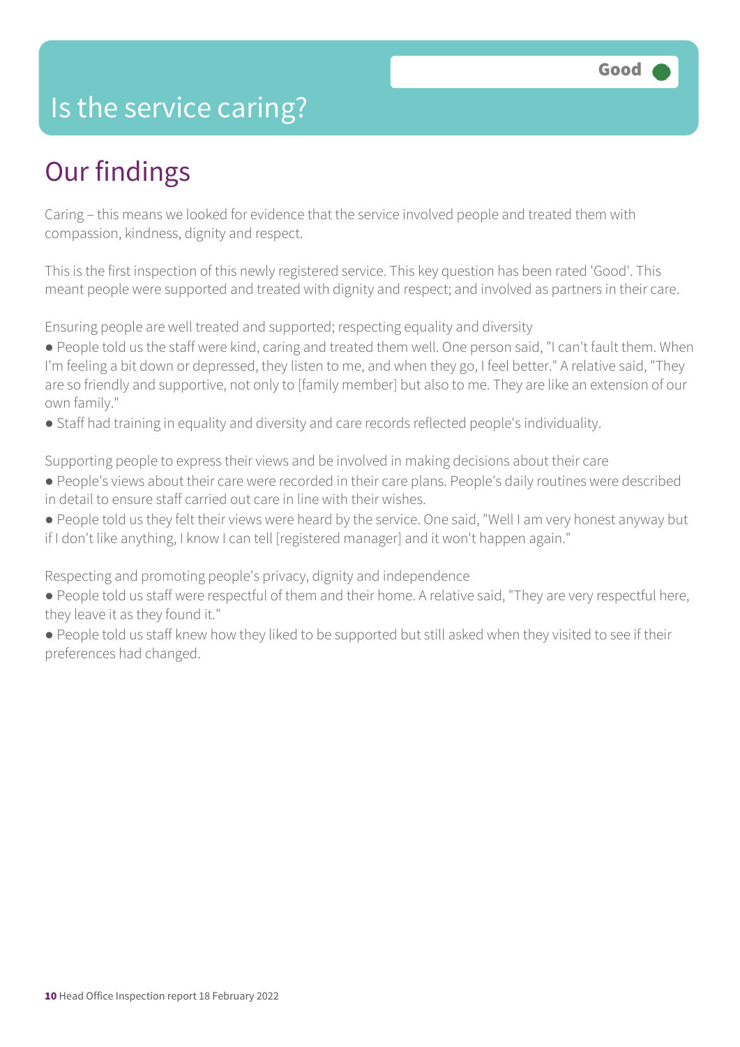# Is the service caring?

Good

## Our findings

Caring – this means we looked for evidence that the service involved people and treated them with compassion, kindness, dignity and respect.

This is the first inspection of this newly registered service. This key question has been rated 'Good'. This meant people were supported and treated with dignity and respect; and involved as partners in their care.

Ensuring people are well treated and supported; respecting equality and diversity

- People told us the staff were kind, caring and treated them well. One person said, "I can't fault them. When I'm feeling a bit down or depressed, they listen to me, and when they go, I feel better." A relative said, "They are so friendly and supportive, not only to [family member] but also to me. They are like an extension of our own family."
- Staff had training in equality and diversity and care records reflected people's individuality.

Supporting people to express their views and be involved in making decisions about their care

- People's views about their care were recorded in their care plans. People's daily routines were described in detail to ensure staff carried out care in line with their wishes.
- People told us they felt their views were heard by the service. One said, "Well I am very honest anyway but if I don't like anything, I know I can tell [registered manager] and it won't happen again."

Respecting and promoting people's privacy, dignity and independence

- People told us staff were respectful of them and their home. A relative said, "They are very respectful here, they leave it as they found it."
- People told us staff knew how they liked to be supported but still asked when they visited to see if their preferences had changed.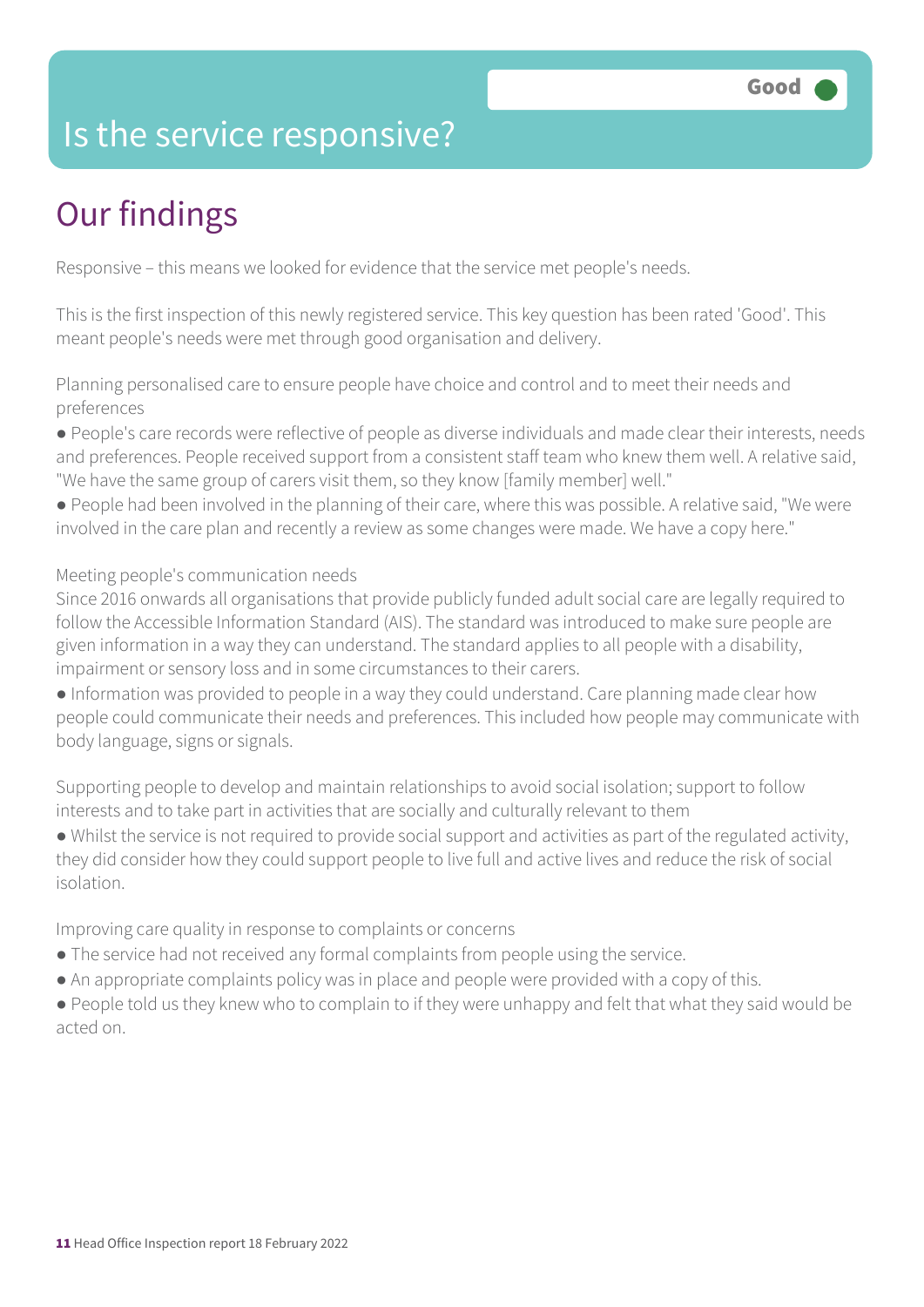# Is the service responsive?

Good

## Our findings

Responsive – this means we looked for evidence that the service met people's needs.

This is the first inspection of this newly registered service. This key question has been rated 'Good'. This meant people's needs were met through good organisation and delivery.

Planning personalised care to ensure people have choice and control and to meet their needs and preferences

- People's care records were reflective of people as diverse individuals and made clear their interests, needs and preferences. People received support from a consistent staff team who knew them well. A relative said, "We have the same group of carers visit them, so they know [family member] well."
- People had been involved in the planning of their care, where this was possible. A relative said, "We were involved in the care plan and recently a review as some changes were made. We have a copy here."

Meeting people's communication needs

Since 2016 onwards all organisations that provide publicly funded adult social care are legally required to follow the Accessible Information Standard (AIS). The standard was introduced to make sure people are given information in a way they can understand. The standard applies to all people with a disability, impairment or sensory loss and in some circumstances to their carers.

- Information was provided to people in a way they could understand. Care planning made clear how people could communicate their needs and preferences. This included how people may communicate with body language, signs or signals.

Supporting people to develop and maintain relationships to avoid social isolation; support to follow interests and to take part in activities that are socially and culturally relevant to them

- Whilst the service is not required to provide social support and activities as part of the regulated activity, they did consider how they could support people to live full and active lives and reduce the risk of social isolation.

Improving care quality in response to complaints or concerns

- The service had not received any formal complaints from people using the service.
- An appropriate complaints policy was in place and people were provided with a copy of this.
- People told us they knew who to complain to if they were unhappy and felt that what they said would be acted on.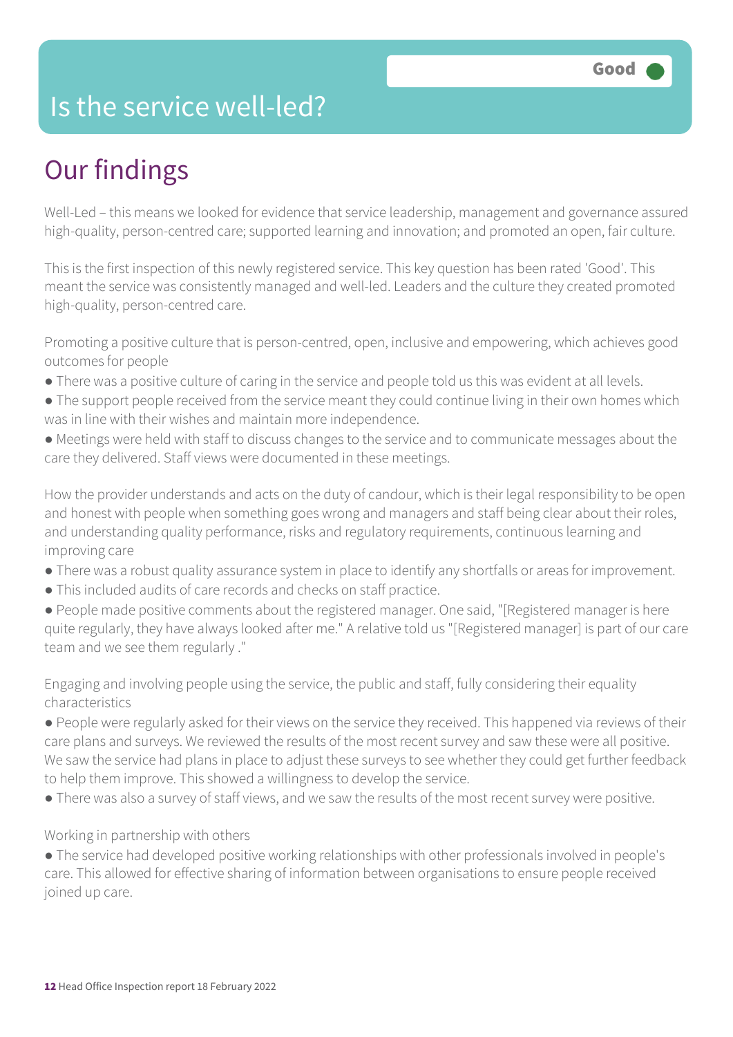# Is the service well-led?

Good

## Our findings

Well-Led – this means we looked for evidence that service leadership, management and governance assured high-quality, person-centred care; supported learning and innovation; and promoted an open, fair culture.

This is the first inspection of this newly registered service. This key question has been rated 'Good'. This meant the service was consistently managed and well-led. Leaders and the culture they created promoted high-quality, person-centred care.

Promoting a positive culture that is person-centred, open, inclusive and empowering, which achieves good outcomes for people

- There was a positive culture of caring in the service and people told us this was evident at all levels.
- The support people received from the service meant they could continue living in their own homes which was in line with their wishes and maintain more independence.
- Meetings were held with staff to discuss changes to the service and to communicate messages about the care they delivered. Staff views were documented in these meetings.

How the provider understands and acts on the duty of candour, which is their legal responsibility to be open and honest with people when something goes wrong and managers and staff being clear about their roles, and understanding quality performance, risks and regulatory requirements, continuous learning and improving care

- There was a robust quality assurance system in place to identify any shortfalls or areas for improvement.
- This included audits of care records and checks on staff practice.
- People made positive comments about the registered manager. One said, "[Registered manager is here quite regularly, they have always looked after me." A relative told us "[Registered manager] is part of our care team and we see them regularly ."

Engaging and involving people using the service, the public and staff, fully considering their equality characteristics

- People were regularly asked for their views on the service they received. This happened via reviews of their care plans and surveys. We reviewed the results of the most recent survey and saw these were all positive. We saw the service had plans in place to adjust these surveys to see whether they could get further feedback to help them improve. This showed a willingness to develop the service.
- There was also a survey of staff views, and we saw the results of the most recent survey were positive.

Working in partnership with others

- The service had developed positive working relationships with other professionals involved in people's care. This allowed for effective sharing of information between organisations to ensure people received joined up care.